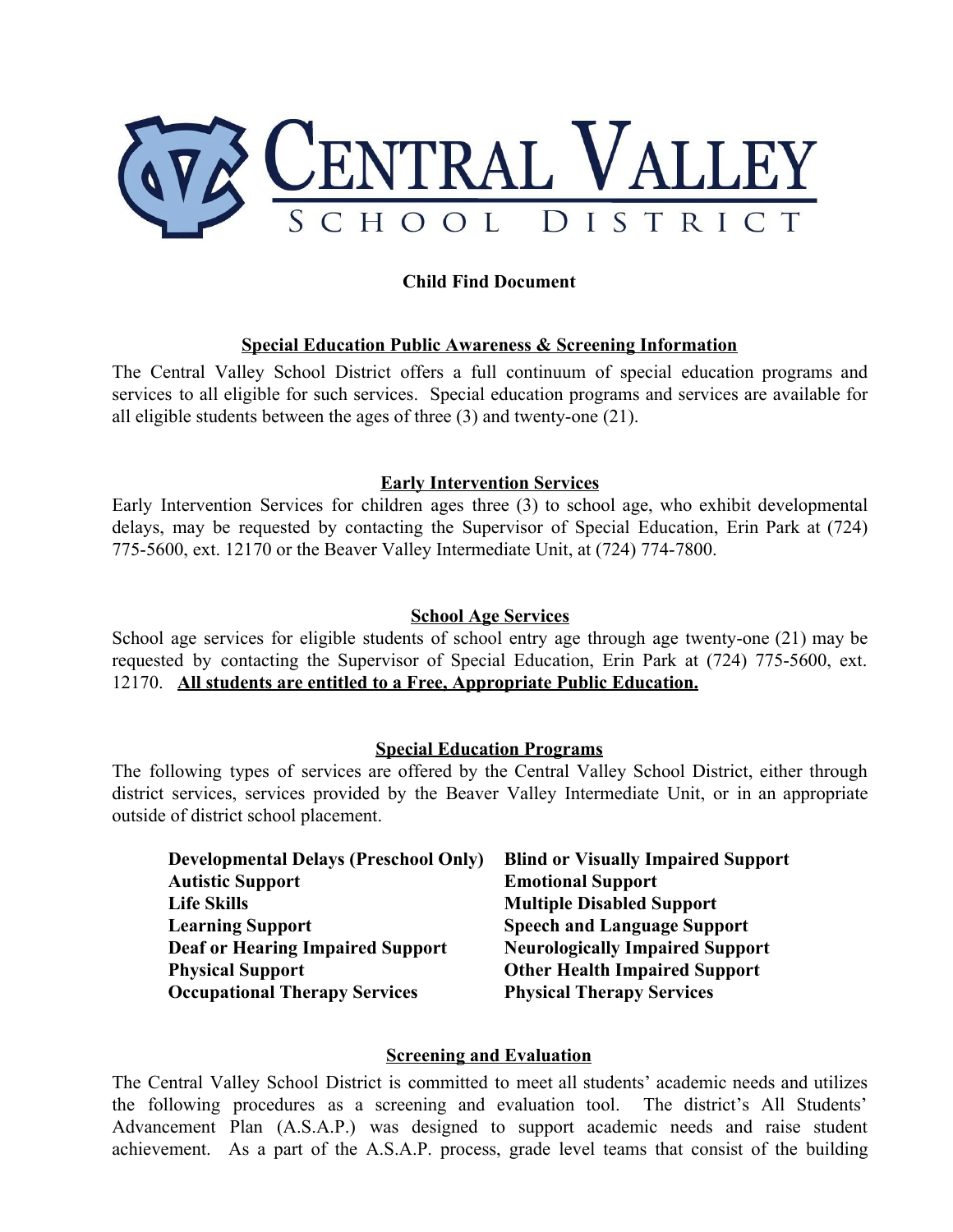# Central Valley School District

**Child Find Document**

## Special Education Public Awareness & Screening Information

The Central Valley School District offers a full continuum of special education programs and services to all eligible for such services. Special education programs and services are available for all eligible students between the ages of three (3) and twenty-one (21).

## Early Intervention Services

Early Intervention Services for children ages three (3) to school age, who exhibit developmental delays, may be requested by contacting the Supervisor of Special Education, Erin Park at (724) 775-5600, ext. 12170 or the Beaver Valley Intermediate Unit, at (724) 774-7800.

## School Age Services

School age services for eligible students of school entry age through age twenty-one (21) may be requested by contacting the Supervisor of Special Education, Erin Park at (724) 775-5600, ext. 12170. **All students are entitled to a Free, Appropriate Public Education.**

## Special Education Programs

The following types of services are offered by the Central Valley School District, either through district services, services provided by the Beaver Valley Intermediate Unit, or in an appropriate outside of district school placement.

- **Developmental Delays (Preschool Only)**
- **Autistic Support**
- **Life Skills**
- **Learning Support**
- **Deaf or Hearing Impaired Support**
- **Physical Support**
- **Occupational Therapy Services**
- **Blind or Visually Impaired Support**
- **Emotional Support**
- **Multiple Disabled Support**
- **Speech and Language Support**
- **Neurologically Impaired Support**
- **Other Health Impaired Support**
- **Physical Therapy Services**

## Screening and Evaluation

The Central Valley School District is committed to meet all students' academic needs and utilizes the following procedures as a screening and evaluation tool. The district's All Students' Advancement Plan (A.S.A.P.) was designed to support academic needs and raise student achievement. As a part of the A.S.A.P. process, grade level teams that consist of the building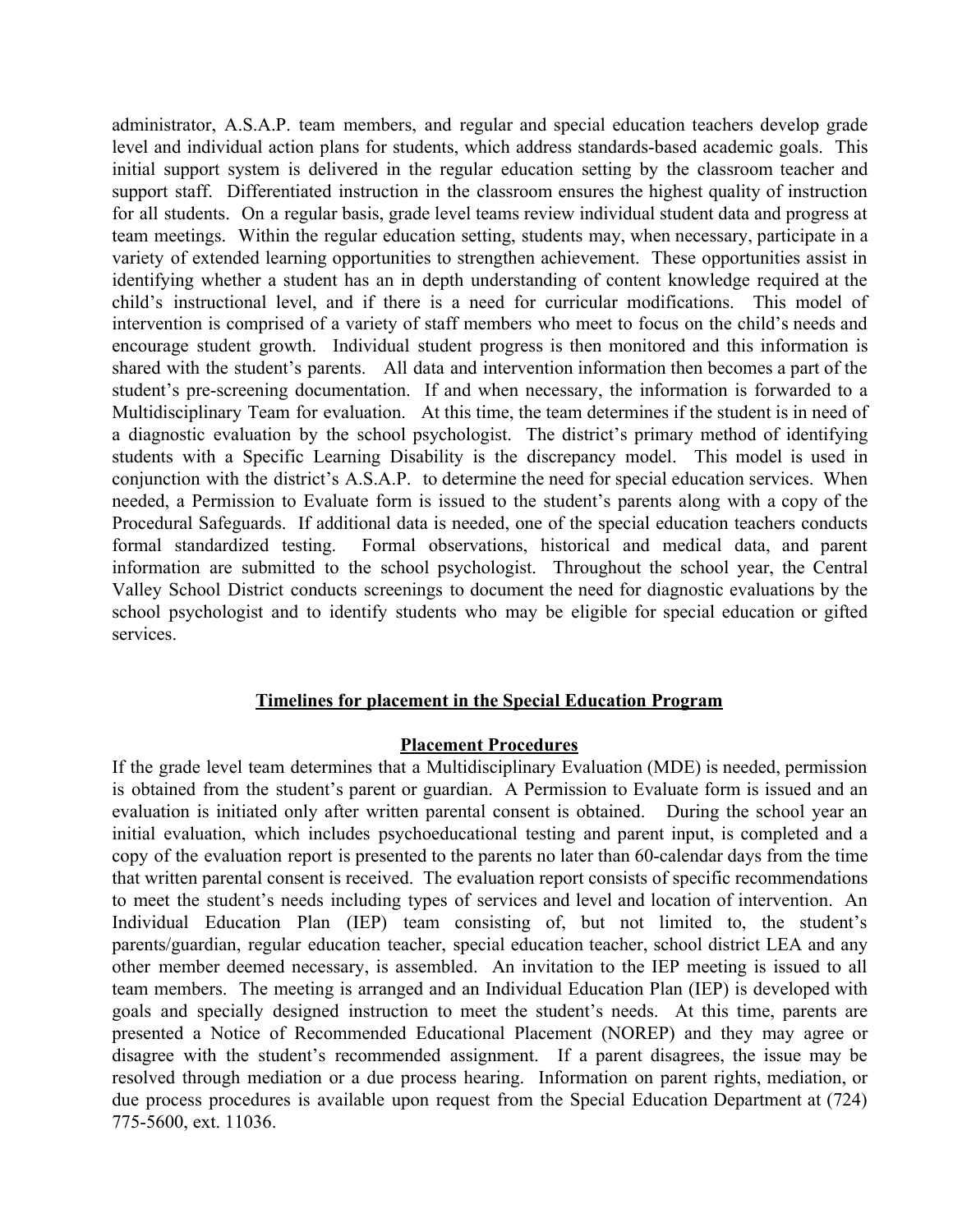administrator, A.S.A.P. team members, and regular and special education teachers develop grade level and individual action plans for students, which address standards-based academic goals. This initial support system is delivered in the regular education setting by the classroom teacher and support staff. Differentiated instruction in the classroom ensures the highest quality of instruction for all students. On a regular basis, grade level teams review individual student data and progress at team meetings. Within the regular education setting, students may, when necessary, participate in a variety of extended learning opportunities to strengthen achievement. These opportunities assist in identifying whether a student has an in depth understanding of content knowledge required at the child's instructional level, and if there is a need for curricular modifications. This model of intervention is comprised of a variety of staff members who meet to focus on the child's needs and encourage student growth. Individual student progress is then monitored and this information is shared with the student's parents. All data and intervention information then becomes a part of the student's pre-screening documentation. If and when necessary, the information is forwarded to a Multidisciplinary Team for evaluation. At this time, the team determines if the student is in need of a diagnostic evaluation by the school psychologist. The district's primary method of identifying students with a Specific Learning Disability is the discrepancy model. This model is used in conjunction with the district's A.S.A.P. to determine the need for special education services. When needed, a Permission to Evaluate form is issued to the student's parents along with a copy of the Procedural Safeguards. If additional data is needed, one of the special education teachers conducts formal standardized testing. Formal observations, historical and medical data, and parent information are submitted to the school psychologist. Throughout the school year, the Central Valley School District conducts screenings to document the need for diagnostic evaluations by the school psychologist and to identify students who may be eligible for special education or gifted services.

## Timelines for placement in the Special Education Program

### Placement Procedures

If the grade level team determines that a Multidisciplinary Evaluation (MDE) is needed, permission is obtained from the student's parent or guardian. A Permission to Evaluate form is issued and an evaluation is initiated only after written parental consent is obtained. During the school year an initial evaluation, which includes psychoeducational testing and parent input, is completed and a copy of the evaluation report is presented to the parents no later than 60-calendar days from the time that written parental consent is received. The evaluation report consists of specific recommendations to meet the student's needs including types of services and level and location of intervention. An Individual Education Plan (IEP) team consisting of, but not limited to, the student's parents/guardian, regular education teacher, special education teacher, school district LEA and any other member deemed necessary, is assembled. An invitation to the IEP meeting is issued to all team members. The meeting is arranged and an Individual Education Plan (IEP) is developed with goals and specially designed instruction to meet the student's needs. At this time, parents are presented a Notice of Recommended Educational Placement (NOREP) and they may agree or disagree with the student's recommended assignment. If a parent disagrees, the issue may be resolved through mediation or a due process hearing. Information on parent rights, mediation, or due process procedures is available upon request from the Special Education Department at (724) 775-5600, ext. 11036.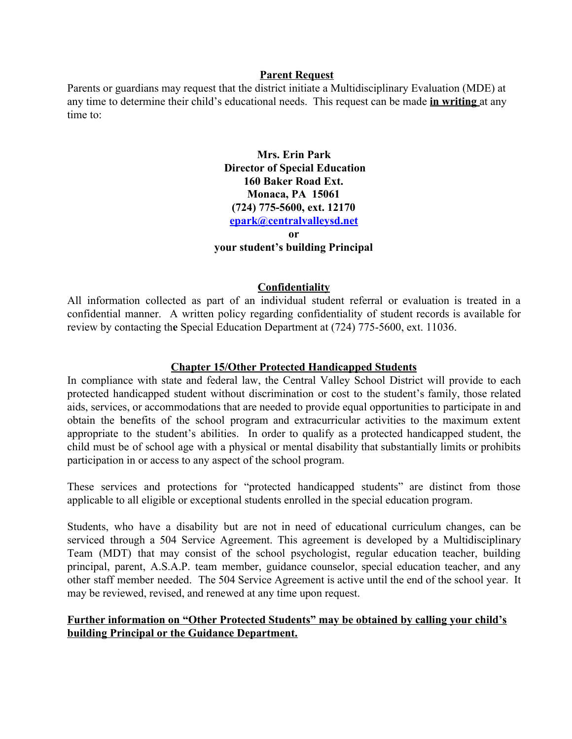## Parent Request

Parents or guardians may request that the district initiate a Multidisciplinary Evaluation (MDE) at any time to determine their child's educational needs. This request can be made **in writing** at any time to:

**Mrs. Erin Park**
**Director of Special Education**
**160 Baker Road Ext.**
**Monaca, PA 15061**
**(724) 775-5600, ext. 12170**
**epark@centralvalleysd.net**
**or**
**your student's building Principal**

## Confidentiality

All information collected as part of an individual student referral or evaluation is treated in a confidential manner. A written policy regarding confidentiality of student records is available for review by contacting the Special Education Department at (724) 775-5600, ext. 11036.

## Chapter 15/Other Protected Handicapped Students

In compliance with state and federal law, the Central Valley School District will provide to each protected handicapped student without discrimination or cost to the student's family, those related aids, services, or accommodations that are needed to provide equal opportunities to participate in and obtain the benefits of the school program and extracurricular activities to the maximum extent appropriate to the student's abilities. In order to qualify as a protected handicapped student, the child must be of school age with a physical or mental disability that substantially limits or prohibits participation in or access to any aspect of the school program.

These services and protections for "protected handicapped students" are distinct from those applicable to all eligible or exceptional students enrolled in the special education program.

Students, who have a disability but are not in need of educational curriculum changes, can be serviced through a 504 Service Agreement. This agreement is developed by a Multidisciplinary Team (MDT) that may consist of the school psychologist, regular education teacher, building principal, parent, A.S.A.P. team member, guidance counselor, special education teacher, and any other staff member needed. The 504 Service Agreement is active until the end of the school year. It may be reviewed, revised, and renewed at any time upon request.

**Further information on "Other Protected Students" may be obtained by calling your child's building Principal or the Guidance Department.**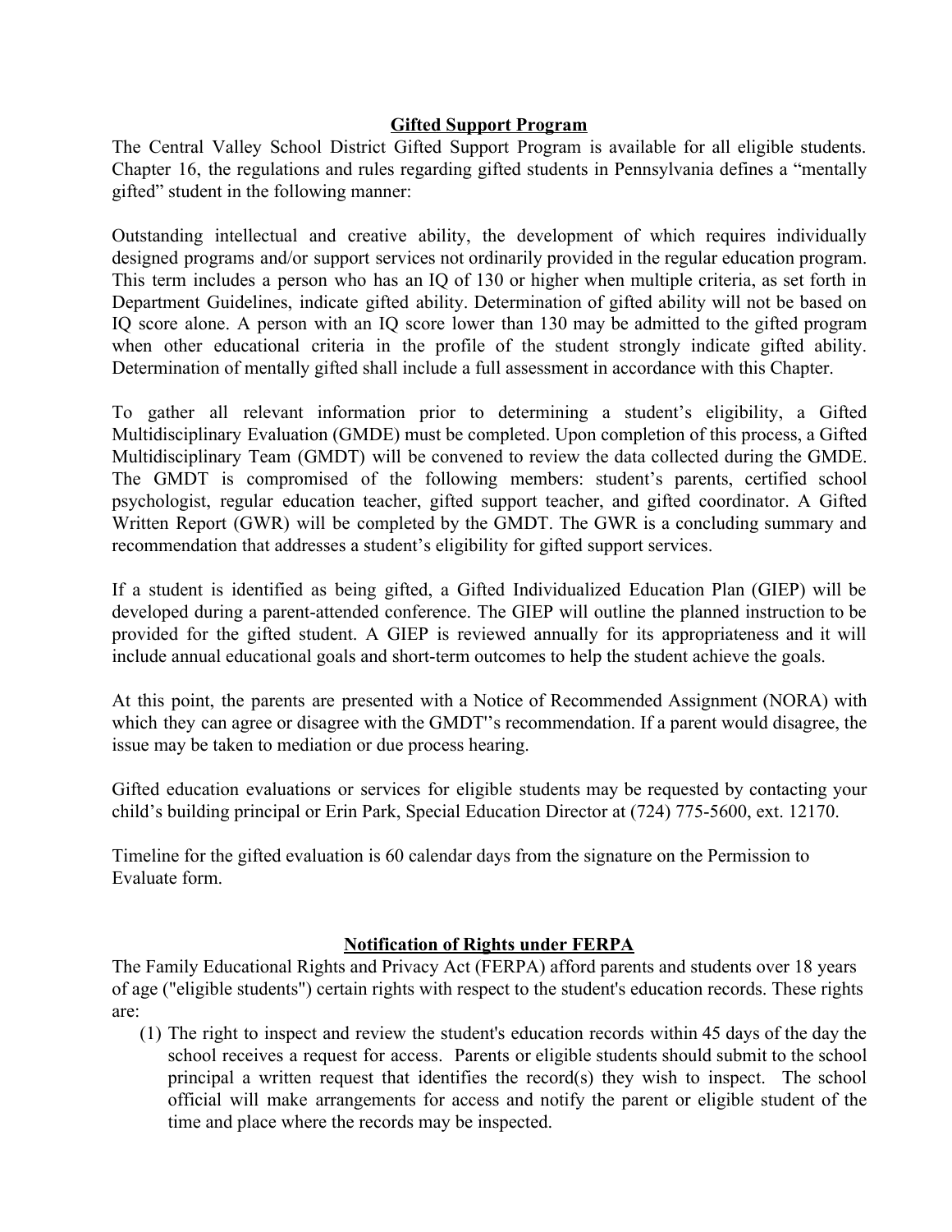## Gifted Support Program

The Central Valley School District Gifted Support Program is available for all eligible students. Chapter 16, the regulations and rules regarding gifted students in Pennsylvania defines a "mentally gifted" student in the following manner:

Outstanding intellectual and creative ability, the development of which requires individually designed programs and/or support services not ordinarily provided in the regular education program. This term includes a person who has an IQ of 130 or higher when multiple criteria, as set forth in Department Guidelines, indicate gifted ability. Determination of gifted ability will not be based on IQ score alone. A person with an IQ score lower than 130 may be admitted to the gifted program when other educational criteria in the profile of the student strongly indicate gifted ability. Determination of mentally gifted shall include a full assessment in accordance with this Chapter.

To gather all relevant information prior to determining a student's eligibility, a Gifted Multidisciplinary Evaluation (GMDE) must be completed. Upon completion of this process, a Gifted Multidisciplinary Team (GMDT) will be convened to review the data collected during the GMDE. The GMDT is compromised of the following members: student's parents, certified school psychologist, regular education teacher, gifted support teacher, and gifted coordinator. A Gifted Written Report (GWR) will be completed by the GMDT. The GWR is a concluding summary and recommendation that addresses a student's eligibility for gifted support services.

If a student is identified as being gifted, a Gifted Individualized Education Plan (GIEP) will be developed during a parent-attended conference. The GIEP will outline the planned instruction to be provided for the gifted student. A GIEP is reviewed annually for its appropriateness and it will include annual educational goals and short-term outcomes to help the student achieve the goals.

At this point, the parents are presented with a Notice of Recommended Assignment (NORA) with which they can agree or disagree with the GMDT''s recommendation. If a parent would disagree, the issue may be taken to mediation or due process hearing.

Gifted education evaluations or services for eligible students may be requested by contacting your child's building principal or Erin Park, Special Education Director at (724) 775-5600, ext. 12170.

Timeline for the gifted evaluation is 60 calendar days from the signature on the Permission to Evaluate form.

## Notification of Rights under FERPA

The Family Educational Rights and Privacy Act (FERPA) afford parents and students over 18 years of age ("eligible students") certain rights with respect to the student's education records. These rights are:

(1) The right to inspect and review the student's education records within 45 days of the day the school receives a request for access. Parents or eligible students should submit to the school principal a written request that identifies the record(s) they wish to inspect. The school official will make arrangements for access and notify the parent or eligible student of the time and place where the records may be inspected.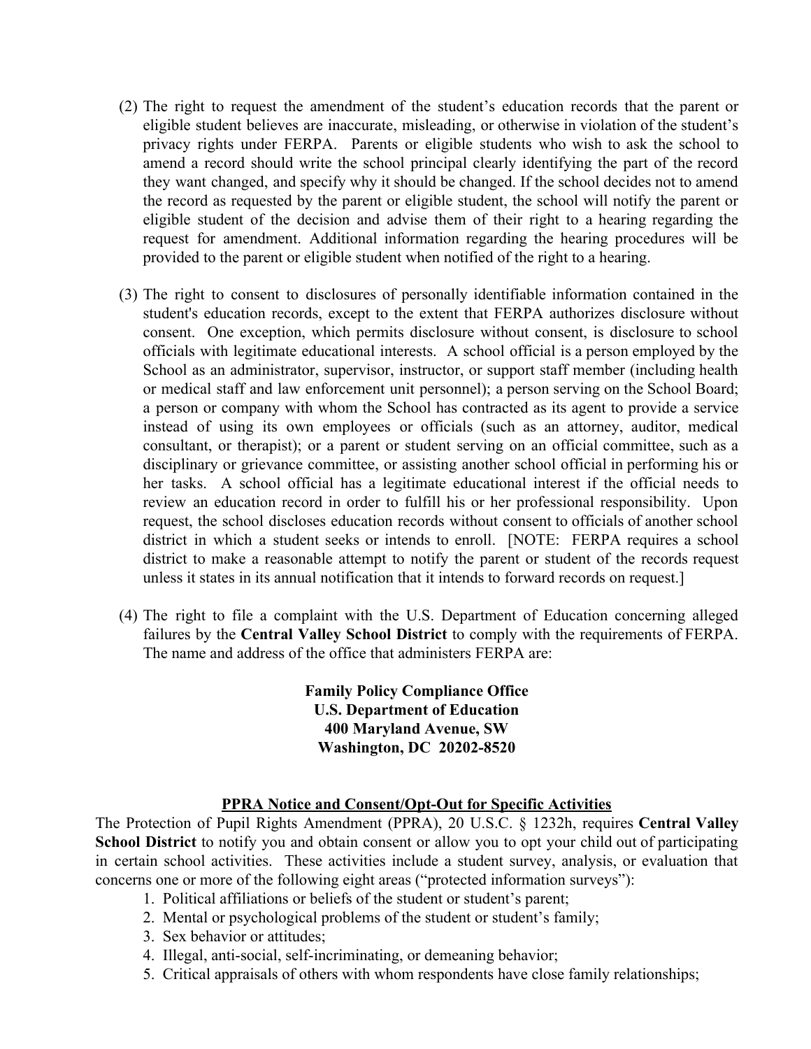(2) The right to request the amendment of the student's education records that the parent or eligible student believes are inaccurate, misleading, or otherwise in violation of the student's privacy rights under FERPA. Parents or eligible students who wish to ask the school to amend a record should write the school principal clearly identifying the part of the record they want changed, and specify why it should be changed. If the school decides not to amend the record as requested by the parent or eligible student, the school will notify the parent or eligible student of the decision and advise them of their right to a hearing regarding the request for amendment. Additional information regarding the hearing procedures will be provided to the parent or eligible student when notified of the right to a hearing.

(3) The right to consent to disclosures of personally identifiable information contained in the student's education records, except to the extent that FERPA authorizes disclosure without consent. One exception, which permits disclosure without consent, is disclosure to school officials with legitimate educational interests. A school official is a person employed by the School as an administrator, supervisor, instructor, or support staff member (including health or medical staff and law enforcement unit personnel); a person serving on the School Board; a person or company with whom the School has contracted as its agent to provide a service instead of using its own employees or officials (such as an attorney, auditor, medical consultant, or therapist); or a parent or student serving on an official committee, such as a disciplinary or grievance committee, or assisting another school official in performing his or her tasks. A school official has a legitimate educational interest if the official needs to review an education record in order to fulfill his or her professional responsibility. Upon request, the school discloses education records without consent to officials of another school district in which a student seeks or intends to enroll. [NOTE: FERPA requires a school district to make a reasonable attempt to notify the parent or student of the records request unless it states in its annual notification that it intends to forward records on request.]

(4) The right to file a complaint with the U.S. Department of Education concerning alleged failures by the **Central Valley School District** to comply with the requirements of FERPA. The name and address of the office that administers FERPA are:

**Family Policy Compliance Office**
**U.S. Department of Education**
**400 Maryland Avenue, SW**
**Washington, DC 20202-8520**

## PPRA Notice and Consent/Opt-Out for Specific Activities

The Protection of Pupil Rights Amendment (PPRA), 20 U.S.C. § 1232h, requires **Central Valley School District** to notify you and obtain consent or allow you to opt your child out of participating in certain school activities. These activities include a student survey, analysis, or evaluation that concerns one or more of the following eight areas ("protected information surveys"):

1. Political affiliations or beliefs of the student or student's parent;
2. Mental or psychological problems of the student or student's family;
3. Sex behavior or attitudes;
4. Illegal, anti-social, self-incriminating, or demeaning behavior;
5. Critical appraisals of others with whom respondents have close family relationships;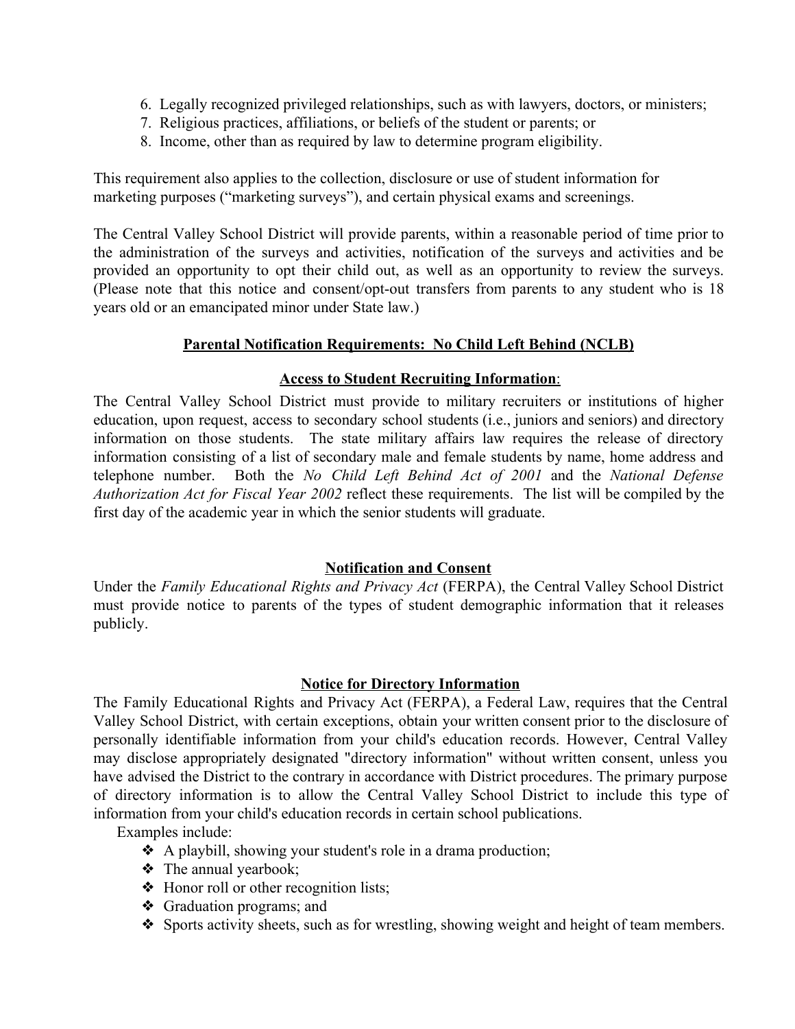6. Legally recognized privileged relationships, such as with lawyers, doctors, or ministers;
7. Religious practices, affiliations, or beliefs of the student or parents; or
8. Income, other than as required by law to determine program eligibility.

This requirement also applies to the collection, disclosure or use of student information for marketing purposes ("marketing surveys"), and certain physical exams and screenings.

The Central Valley School District will provide parents, within a reasonable period of time prior to the administration of the surveys and activities, notification of the surveys and activities and be provided an opportunity to opt their child out, as well as an opportunity to review the surveys. (Please note that this notice and consent/opt-out transfers from parents to any student who is 18 years old or an emancipated minor under State law.)

## Parental Notification Requirements: No Child Left Behind (NCLB)

### Access to Student Recruiting Information:

The Central Valley School District must provide to military recruiters or institutions of higher education, upon request, access to secondary school students (i.e., juniors and seniors) and directory information on those students. The state military affairs law requires the release of directory information consisting of a list of secondary male and female students by name, home address and telephone number. Both the *No Child Left Behind Act of 2001* and the *National Defense Authorization Act for Fiscal Year 2002* reflect these requirements. The list will be compiled by the first day of the academic year in which the senior students will graduate.

### Notification and Consent

Under the *Family Educational Rights and Privacy Act* (FERPA), the Central Valley School District must provide notice to parents of the types of student demographic information that it releases publicly.

### Notice for Directory Information

The Family Educational Rights and Privacy Act (FERPA), a Federal Law, requires that the Central Valley School District, with certain exceptions, obtain your written consent prior to the disclosure of personally identifiable information from your child's education records. However, Central Valley may disclose appropriately designated "directory information" without written consent, unless you have advised the District to the contrary in accordance with District procedures. The primary purpose of directory information is to allow the Central Valley School District to include this type of information from your child's education records in certain school publications.

Examples include:

- A playbill, showing your student's role in a drama production;
- The annual yearbook;
- Honor roll or other recognition lists;
- Graduation programs; and
- Sports activity sheets, such as for wrestling, showing weight and height of team members.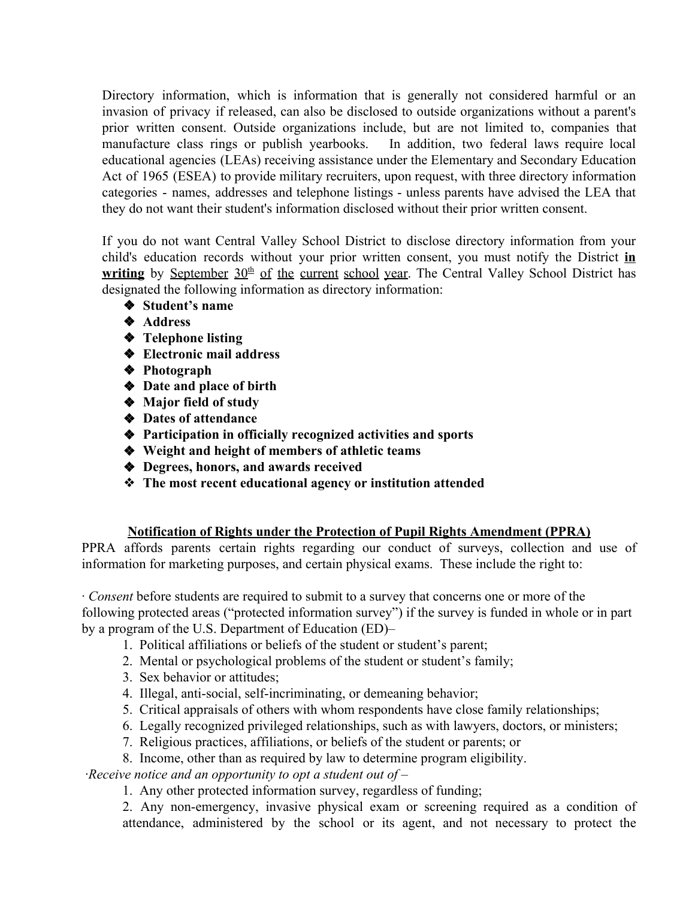Directory information, which is information that is generally not considered harmful or an invasion of privacy if released, can also be disclosed to outside organizations without a parent's prior written consent. Outside organizations include, but are not limited to, companies that manufacture class rings or publish yearbooks. In addition, two federal laws require local educational agencies (LEAs) receiving assistance under the Elementary and Secondary Education Act of 1965 (ESEA) to provide military recruiters, upon request, with three directory information categories - names, addresses and telephone listings - unless parents have advised the LEA that they do not want their student's information disclosed without their prior written consent.

If you do not want Central Valley School District to disclose directory information from your child's education records without your prior written consent, you must notify the District **in writing** by September 30th of the current school year. The Central Valley School District has designated the following information as directory information:

- **Student's name**
- **Address**
- **Telephone listing**
- **Electronic mail address**
- **Photograph**
- **Date and place of birth**
- **Major field of study**
- **Dates of attendance**
- **Participation in officially recognized activities and sports**
- **Weight and height of members of athletic teams**
- **Degrees, honors, and awards received**
- **The most recent educational agency or institution attended**

## Notification of Rights under the Protection of Pupil Rights Amendment (PPRA)

PPRA affords parents certain rights regarding our conduct of surveys, collection and use of information for marketing purposes, and certain physical exams. These include the right to:

· *Consent* before students are required to submit to a survey that concerns one or more of the following protected areas ("protected information survey") if the survey is funded in whole or in part by a program of the U.S. Department of Education (ED)–

1. Political affiliations or beliefs of the student or student's parent;
2. Mental or psychological problems of the student or student's family;
3. Sex behavior or attitudes;
4. Illegal, anti-social, self-incriminating, or demeaning behavior;
5. Critical appraisals of others with whom respondents have close family relationships;
6. Legally recognized privileged relationships, such as with lawyers, doctors, or ministers;
7. Religious practices, affiliations, or beliefs of the student or parents; or
8. Income, other than as required by law to determine program eligibility.

·*Receive notice and an opportunity to opt a student out of* –

1. Any other protected information survey, regardless of funding;
2. Any non-emergency, invasive physical exam or screening required as a condition of attendance, administered by the school or its agent, and not necessary to protect the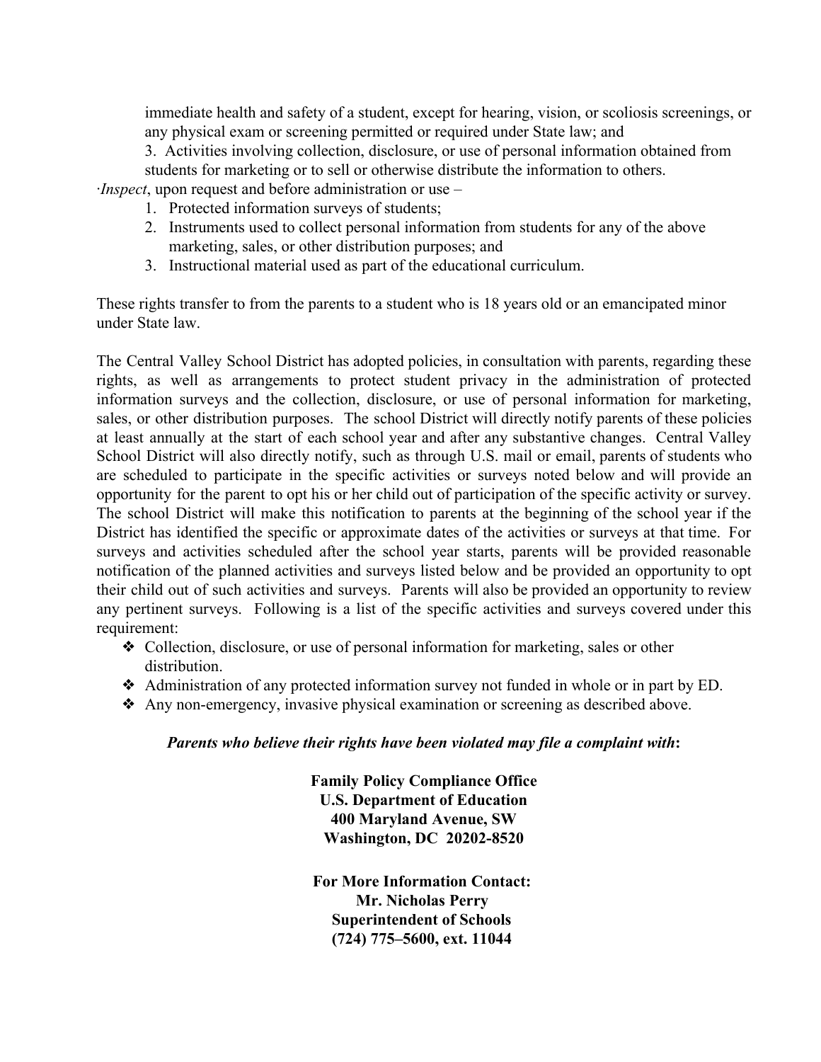immediate health and safety of a student, except for hearing, vision, or scoliosis screenings, or any physical exam or screening permitted or required under State law; and

3. Activities involving collection, disclosure, or use of personal information obtained from students for marketing or to sell or otherwise distribute the information to others.

·*Inspect*, upon request and before administration or use –

1. Protected information surveys of students;
2. Instruments used to collect personal information from students for any of the above marketing, sales, or other distribution purposes; and
3. Instructional material used as part of the educational curriculum.

These rights transfer to from the parents to a student who is 18 years old or an emancipated minor under State law.

The Central Valley School District has adopted policies, in consultation with parents, regarding these rights, as well as arrangements to protect student privacy in the administration of protected information surveys and the collection, disclosure, or use of personal information for marketing, sales, or other distribution purposes. The school District will directly notify parents of these policies at least annually at the start of each school year and after any substantive changes. Central Valley School District will also directly notify, such as through U.S. mail or email, parents of students who are scheduled to participate in the specific activities or surveys noted below and will provide an opportunity for the parent to opt his or her child out of participation of the specific activity or survey. The school District will make this notification to parents at the beginning of the school year if the District has identified the specific or approximate dates of the activities or surveys at that time. For surveys and activities scheduled after the school year starts, parents will be provided reasonable notification of the planned activities and surveys listed below and be provided an opportunity to opt their child out of such activities and surveys. Parents will also be provided an opportunity to review any pertinent surveys. Following is a list of the specific activities and surveys covered under this requirement:

- Collection, disclosure, or use of personal information for marketing, sales or other distribution.
- Administration of any protected information survey not funded in whole or in part by ED.
- Any non-emergency, invasive physical examination or screening as described above.

***Parents who believe their rights have been violated may file a complaint with*:**

**Family Policy Compliance Office**
**U.S. Department of Education**
**400 Maryland Avenue, SW**
**Washington, DC 20202-8520**

**For More Information Contact:**
**Mr. Nicholas Perry**
**Superintendent of Schools**
**(724) 775–5600, ext. 11044**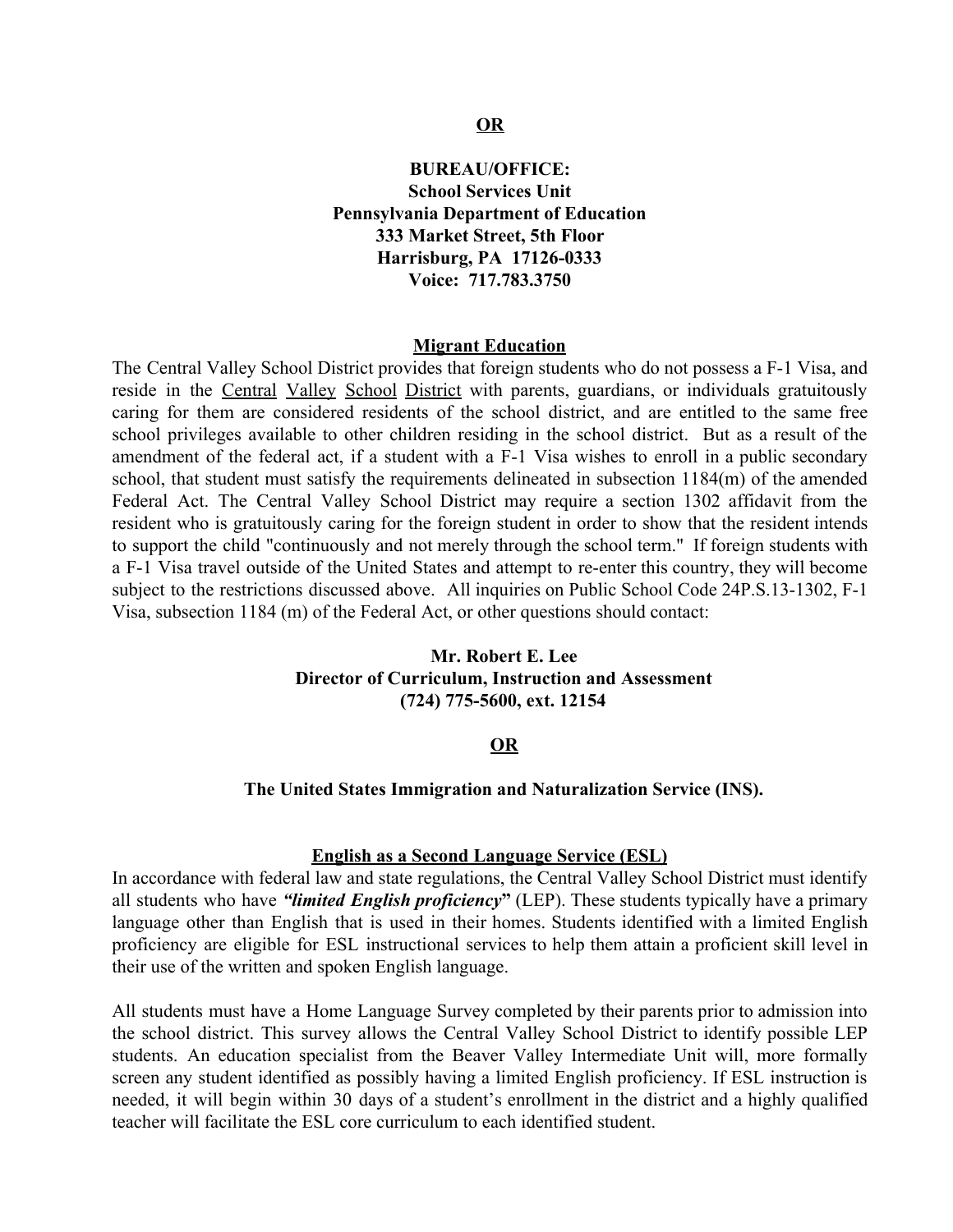**OR**

**BUREAU/OFFICE:**
**School Services Unit**
**Pennsylvania Department of Education**
**333 Market Street, 5th Floor**
**Harrisburg, PA 17126-0333**
**Voice: 717.783.3750**

## Migrant Education

The Central Valley School District provides that foreign students who do not possess a F-1 Visa, and reside in the Central Valley School District with parents, guardians, or individuals gratuitously caring for them are considered residents of the school district, and are entitled to the same free school privileges available to other children residing in the school district. But as a result of the amendment of the federal act, if a student with a F-1 Visa wishes to enroll in a public secondary school, that student must satisfy the requirements delineated in subsection 1184(m) of the amended Federal Act. The Central Valley School District may require a section 1302 affidavit from the resident who is gratuitously caring for the foreign student in order to show that the resident intends to support the child "continuously and not merely through the school term." If foreign students with a F-1 Visa travel outside of the United States and attempt to re-enter this country, they will become subject to the restrictions discussed above. All inquiries on Public School Code 24P.S.13-1302, F-1 Visa, subsection 1184 (m) of the Federal Act, or other questions should contact:

**Mr. Robert E. Lee**
**Director of Curriculum, Instruction and Assessment**
**(724) 775-5600, ext. 12154**

**OR**

**The United States Immigration and Naturalization Service (INS).**

## English as a Second Language Service (ESL)

In accordance with federal law and state regulations, the Central Valley School District must identify all students who have ***"limited English proficiency*"** (LEP). These students typically have a primary language other than English that is used in their homes. Students identified with a limited English proficiency are eligible for ESL instructional services to help them attain a proficient skill level in their use of the written and spoken English language.

All students must have a Home Language Survey completed by their parents prior to admission into the school district. This survey allows the Central Valley School District to identify possible LEP students. An education specialist from the Beaver Valley Intermediate Unit will, more formally screen any student identified as possibly having a limited English proficiency. If ESL instruction is needed, it will begin within 30 days of a student's enrollment in the district and a highly qualified teacher will facilitate the ESL core curriculum to each identified student.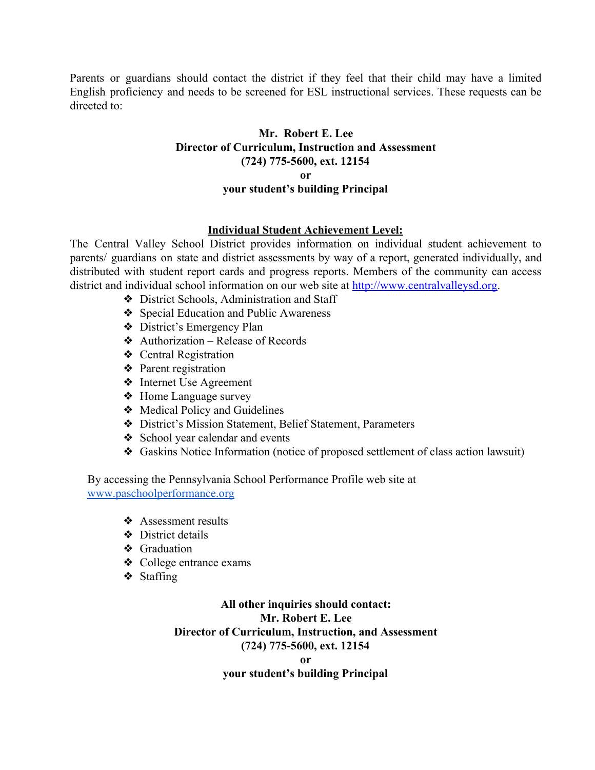Parents or guardians should contact the district if they feel that their child may have a limited English proficiency and needs to be screened for ESL instructional services. These requests can be directed to:

**Mr. Robert E. Lee**
**Director of Curriculum, Instruction and Assessment**
**(724) 775-5600, ext. 12154**
**or**
**your student's building Principal**

## Individual Student Achievement Level:

The Central Valley School District provides information on individual student achievement to parents/ guardians on state and district assessments by way of a report, generated individually, and distributed with student report cards and progress reports. Members of the community can access district and individual school information on our web site at http://www.centralvalleysd.org.

- District Schools, Administration and Staff
- Special Education and Public Awareness
- District's Emergency Plan
- Authorization – Release of Records
- Central Registration
- Parent registration
- Internet Use Agreement
- Home Language survey
- Medical Policy and Guidelines
- District's Mission Statement, Belief Statement, Parameters
- School year calendar and events
- Gaskins Notice Information (notice of proposed settlement of class action lawsuit)

By accessing the Pennsylvania School Performance Profile web site at www.paschoolperformance.org

- Assessment results
- District details
- Graduation
- College entrance exams
- Staffing

**All other inquiries should contact:**
**Mr. Robert E. Lee**
**Director of Curriculum, Instruction, and Assessment**
**(724) 775-5600, ext. 12154**
**or**
**your student's building Principal**